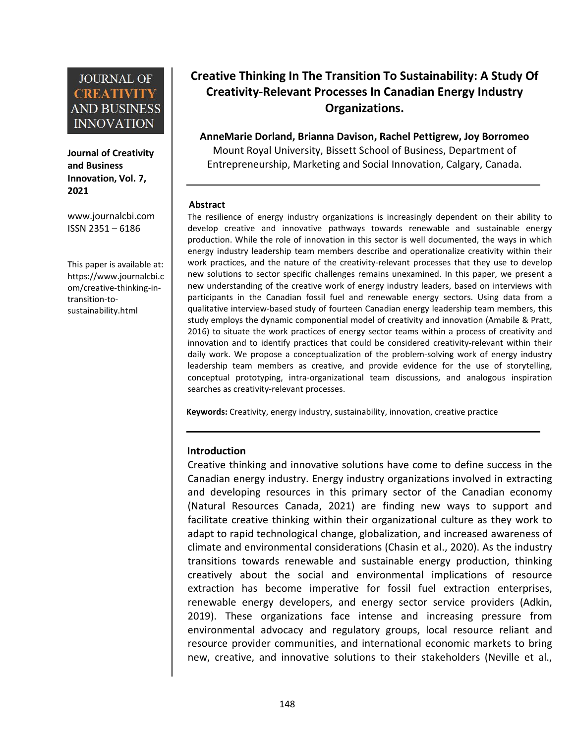JOURNAL OF CREATIVITY AND BUSINESS INNOVATION

**Journal of Creativity and Business Innovation, Vol. 7, 2021**

www.journalcbi.com
ISSN 2351 – 6186

This paper is available at: https://www.journalcbi.com/creative-thinking-in-transition-to-sustainability.html

# Creative Thinking In The Transition To Sustainability: A Study Of Creativity-Relevant Processes In Canadian Energy Industry Organizations.

**AnneMarie Dorland, Brianna Davison, Rachel Pettigrew, Joy Borromeo**
Mount Royal University, Bissett School of Business, Department of Entrepreneurship, Marketing and Social Innovation, Calgary, Canada.

---

## Abstract

The resilience of energy industry organizations is increasingly dependent on their ability to develop creative and innovative pathways towards renewable and sustainable energy production. While the role of innovation in this sector is well documented, the ways in which energy industry leadership team members describe and operationalize creativity within their work practices, and the nature of the creativity-relevant processes that they use to develop new solutions to sector specific challenges remains unexamined. In this paper, we present a new understanding of the creative work of energy industry leaders, based on interviews with participants in the Canadian fossil fuel and renewable energy sectors. Using data from a qualitative interview-based study of fourteen Canadian energy leadership team members, this study employs the dynamic componential model of creativity and innovation (Amabile & Pratt, 2016) to situate the work practices of energy sector teams within a process of creativity and innovation and to identify practices that could be considered creativity-relevant within their daily work. We propose a conceptualization of the problem-solving work of energy industry leadership team members as creative, and provide evidence for the use of storytelling, conceptual prototyping, intra-organizational team discussions, and analogous inspiration searches as creativity-relevant processes.

**Keywords:** Creativity, energy industry, sustainability, innovation, creative practice

---

## Introduction

Creative thinking and innovative solutions have come to define success in the Canadian energy industry. Energy industry organizations involved in extracting and developing resources in this primary sector of the Canadian economy (Natural Resources Canada, 2021) are finding new ways to support and facilitate creative thinking within their organizational culture as they work to adapt to rapid technological change, globalization, and increased awareness of climate and environmental considerations (Chasin et al., 2020). As the industry transitions towards renewable and sustainable energy production, thinking creatively about the social and environmental implications of resource extraction has become imperative for fossil fuel extraction enterprises, renewable energy developers, and energy sector service providers (Adkin, 2019). These organizations face intense and increasing pressure from environmental advocacy and regulatory groups, local resource reliant and resource provider communities, and international economic markets to bring new, creative, and innovative solutions to their stakeholders (Neville et al.,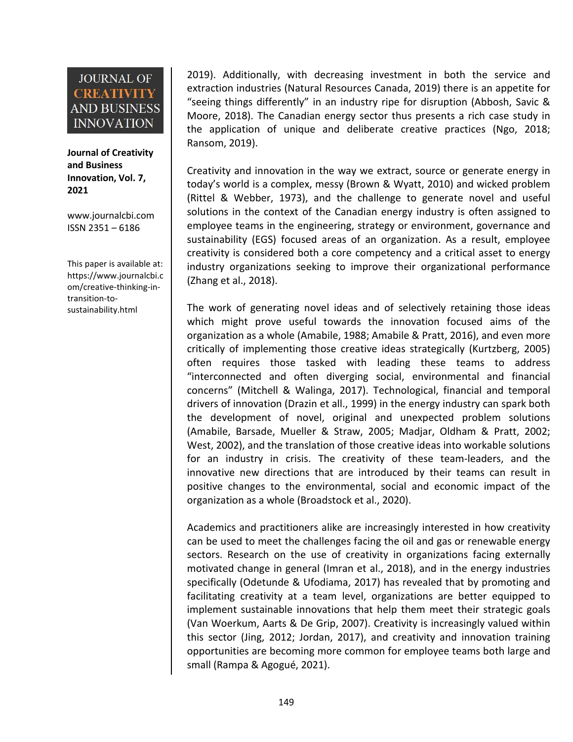2019). Additionally, with decreasing investment in both the service and extraction industries (Natural Resources Canada, 2019) there is an appetite for "seeing things differently" in an industry ripe for disruption (Abbosh, Savic & Moore, 2018). The Canadian energy sector thus presents a rich case study in the application of unique and deliberate creative practices (Ngo, 2018; Ransom, 2019).

Creativity and innovation in the way we extract, source or generate energy in today's world is a complex, messy (Brown & Wyatt, 2010) and wicked problem (Rittel & Webber, 1973), and the challenge to generate novel and useful solutions in the context of the Canadian energy industry is often assigned to employee teams in the engineering, strategy or environment, governance and sustainability (EGS) focused areas of an organization. As a result, employee creativity is considered both a core competency and a critical asset to energy industry organizations seeking to improve their organizational performance (Zhang et al., 2018).

The work of generating novel ideas and of selectively retaining those ideas which might prove useful towards the innovation focused aims of the organization as a whole (Amabile, 1988; Amabile & Pratt, 2016), and even more critically of implementing those creative ideas strategically (Kurtzberg, 2005) often requires those tasked with leading these teams to address "interconnected and often diverging social, environmental and financial concerns" (Mitchell & Walinga, 2017). Technological, financial and temporal drivers of innovation (Drazin et all., 1999) in the energy industry can spark both the development of novel, original and unexpected problem solutions (Amabile, Barsade, Mueller & Straw, 2005; Madjar, Oldham & Pratt, 2002; West, 2002), and the translation of those creative ideas into workable solutions for an industry in crisis. The creativity of these team-leaders, and the innovative new directions that are introduced by their teams can result in positive changes to the environmental, social and economic impact of the organization as a whole (Broadstock et al., 2020).

Academics and practitioners alike are increasingly interested in how creativity can be used to meet the challenges facing the oil and gas or renewable energy sectors. Research on the use of creativity in organizations facing externally motivated change in general (Imran et al., 2018), and in the energy industries specifically (Odetunde & Ufodiama, 2017) has revealed that by promoting and facilitating creativity at a team level, organizations are better equipped to implement sustainable innovations that help them meet their strategic goals (Van Woerkum, Aarts & De Grip, 2007). Creativity is increasingly valued within this sector (Jing, 2012; Jordan, 2017), and creativity and innovation training opportunities are becoming more common for employee teams both large and small (Rampa & Agogué, 2021).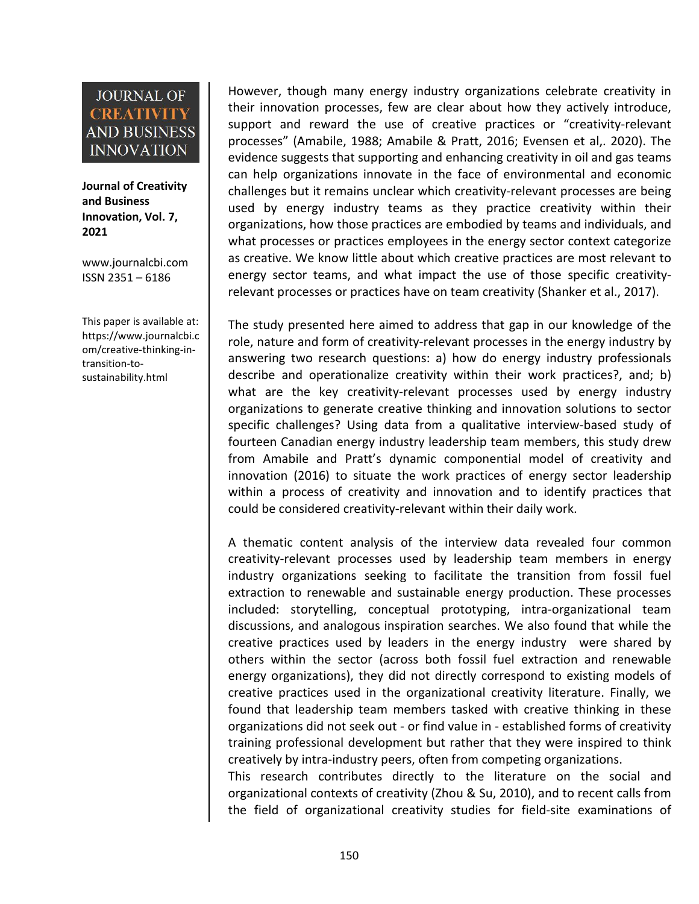However, though many energy industry organizations celebrate creativity in their innovation processes, few are clear about how they actively introduce, support and reward the use of creative practices or "creativity-relevant processes" (Amabile, 1988; Amabile & Pratt, 2016; Evensen et al,. 2020). The evidence suggests that supporting and enhancing creativity in oil and gas teams can help organizations innovate in the face of environmental and economic challenges but it remains unclear which creativity-relevant processes are being used by energy industry teams as they practice creativity within their organizations, how those practices are embodied by teams and individuals, and what processes or practices employees in the energy sector context categorize as creative. We know little about which creative practices are most relevant to energy sector teams, and what impact the use of those specific creativity-relevant processes or practices have on team creativity (Shanker et al., 2017).

The study presented here aimed to address that gap in our knowledge of the role, nature and form of creativity-relevant processes in the energy industry by answering two research questions: a) how do energy industry professionals describe and operationalize creativity within their work practices?, and; b) what are the key creativity-relevant processes used by energy industry organizations to generate creative thinking and innovation solutions to sector specific challenges? Using data from a qualitative interview-based study of fourteen Canadian energy industry leadership team members, this study drew from Amabile and Pratt's dynamic componential model of creativity and innovation (2016) to situate the work practices of energy sector leadership within a process of creativity and innovation and to identify practices that could be considered creativity-relevant within their daily work.

A thematic content analysis of the interview data revealed four common creativity-relevant processes used by leadership team members in energy industry organizations seeking to facilitate the transition from fossil fuel extraction to renewable and sustainable energy production. These processes included: storytelling, conceptual prototyping, intra-organizational team discussions, and analogous inspiration searches. We also found that while the creative practices used by leaders in the energy industry were shared by others within the sector (across both fossil fuel extraction and renewable energy organizations), they did not directly correspond to existing models of creative practices used in the organizational creativity literature. Finally, we found that leadership team members tasked with creative thinking in these organizations did not seek out - or find value in - established forms of creativity training professional development but rather that they were inspired to think creatively by intra-industry peers, often from competing organizations.

This research contributes directly to the literature on the social and organizational contexts of creativity (Zhou & Su, 2010), and to recent calls from the field of organizational creativity studies for field-site examinations of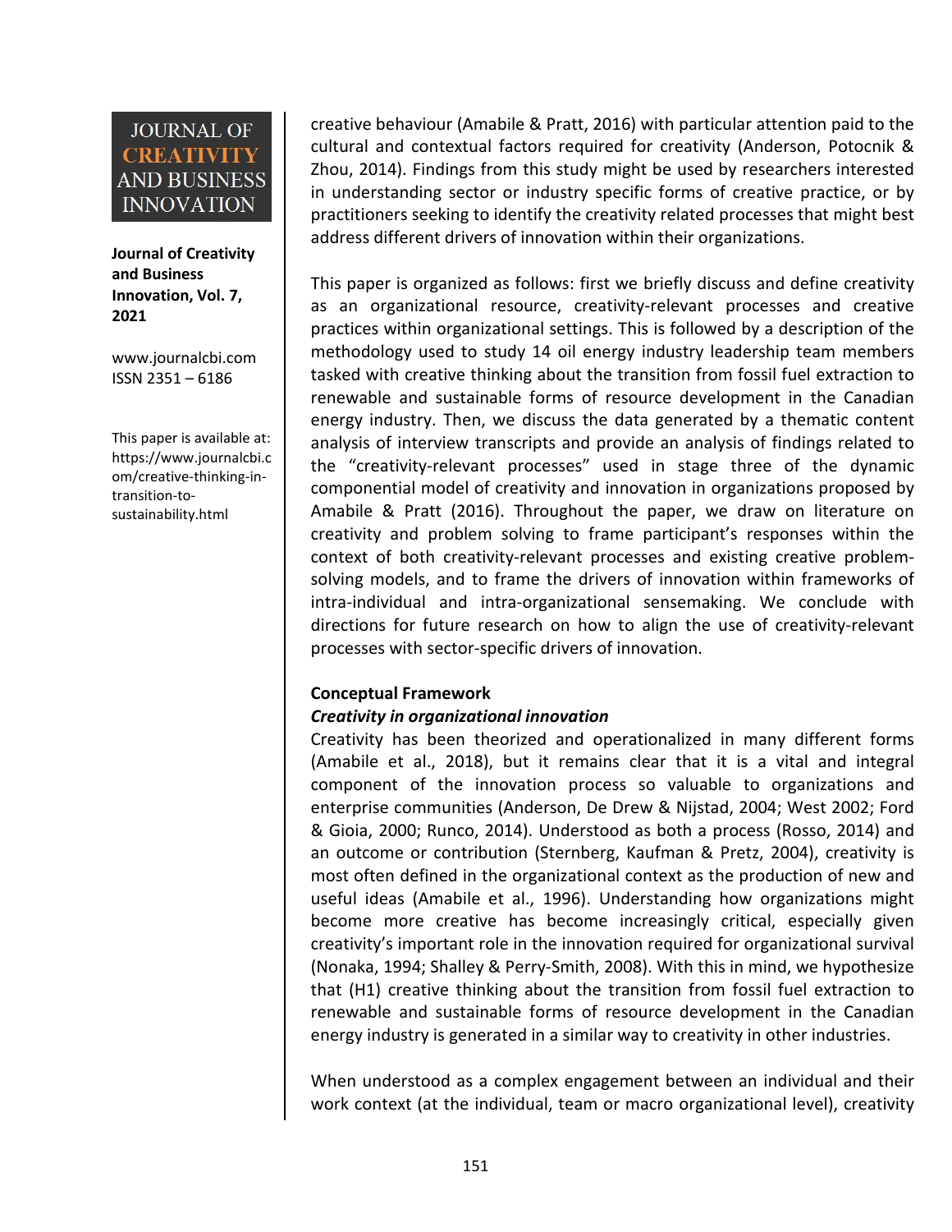creative behaviour (Amabile & Pratt, 2016) with particular attention paid to the cultural and contextual factors required for creativity (Anderson, Potocnik & Zhou, 2014). Findings from this study might be used by researchers interested in understanding sector or industry specific forms of creative practice, or by practitioners seeking to identify the creativity related processes that might best address different drivers of innovation within their organizations.

This paper is organized as follows: first we briefly discuss and define creativity as an organizational resource, creativity-relevant processes and creative practices within organizational settings. This is followed by a description of the methodology used to study 14 oil energy industry leadership team members tasked with creative thinking about the transition from fossil fuel extraction to renewable and sustainable forms of resource development in the Canadian energy industry. Then, we discuss the data generated by a thematic content analysis of interview transcripts and provide an analysis of findings related to the "creativity-relevant processes" used in stage three of the dynamic componential model of creativity and innovation in organizations proposed by Amabile & Pratt (2016). Throughout the paper, we draw on literature on creativity and problem solving to frame participant's responses within the context of both creativity-relevant processes and existing creative problem-solving models, and to frame the drivers of innovation within frameworks of intra-individual and intra-organizational sensemaking. We conclude with directions for future research on how to align the use of creativity-relevant processes with sector-specific drivers of innovation.

## Conceptual Framework

### *Creativity in organizational innovation*

Creativity has been theorized and operationalized in many different forms (Amabile et al., 2018), but it remains clear that it is a vital and integral component of the innovation process so valuable to organizations and enterprise communities (Anderson, De Drew & Nijstad, 2004; West 2002; Ford & Gioia, 2000; Runco, 2014). Understood as both a process (Rosso, 2014) and an outcome or contribution (Sternberg, Kaufman & Pretz, 2004), creativity is most often defined in the organizational context as the production of new and useful ideas (Amabile et al., 1996). Understanding how organizations might become more creative has become increasingly critical, especially given creativity's important role in the innovation required for organizational survival (Nonaka, 1994; Shalley & Perry-Smith, 2008). With this in mind, we hypothesize that (H1) creative thinking about the transition from fossil fuel extraction to renewable and sustainable forms of resource development in the Canadian energy industry is generated in a similar way to creativity in other industries.

When understood as a complex engagement between an individual and their work context (at the individual, team or macro organizational level), creativity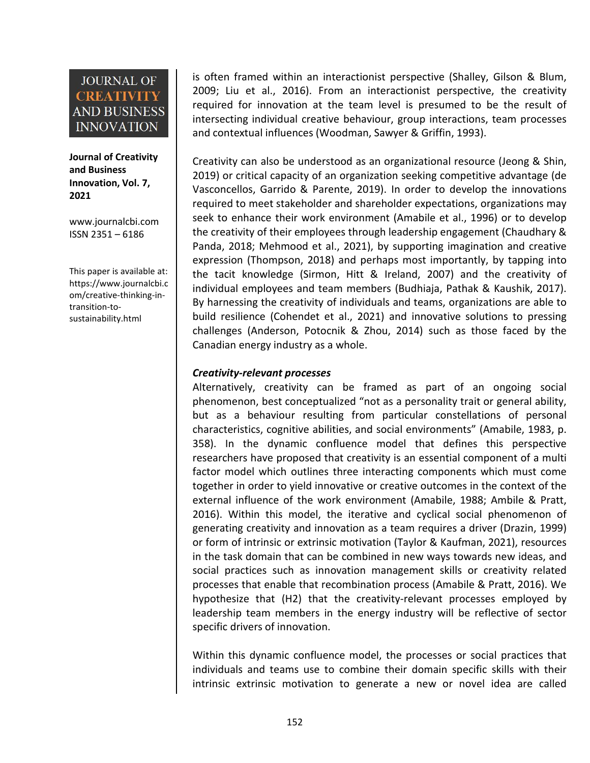is often framed within an interactionist perspective (Shalley, Gilson & Blum, 2009; Liu et al., 2016). From an interactionist perspective, the creativity required for innovation at the team level is presumed to be the result of intersecting individual creative behaviour, group interactions, team processes and contextual influences (Woodman, Sawyer & Griffin, 1993).

Creativity can also be understood as an organizational resource (Jeong & Shin, 2019) or critical capacity of an organization seeking competitive advantage (de Vasconcelos, Garrido & Parente, 2019). In order to develop the innovations required to meet stakeholder and shareholder expectations, organizations may seek to enhance their work environment (Amabile et al., 1996) or to develop the creativity of their employees through leadership engagement (Chaudhary & Panda, 2018; Mehmood et al., 2021), by supporting imagination and creative expression (Thompson, 2018) and perhaps most importantly, by tapping into the tacit knowledge (Sirmon, Hitt & Ireland, 2007) and the creativity of individual employees and team members (Budhiaja, Pathak & Kaushik, 2017). By harnessing the creativity of individuals and teams, organizations are able to build resilience (Cohendet et al., 2021) and innovative solutions to pressing challenges (Anderson, Potocnik & Zhou, 2014) such as those faced by the Canadian energy industry as a whole.

***Creativity-relevant processes***

Alternatively, creativity can be framed as part of an ongoing social phenomenon, best conceptualized "not as a personality trait or general ability, but as a behaviour resulting from particular constellations of personal characteristics, cognitive abilities, and social environments" (Amabile, 1983, p. 358). In the dynamic confluence model that defines this perspective researchers have proposed that creativity is an essential component of a multi factor model which outlines three interacting components which must come together in order to yield innovative or creative outcomes in the context of the external influence of the work environment (Amabile, 1988; Ambile & Pratt, 2016). Within this model, the iterative and cyclical social phenomenon of generating creativity and innovation as a team requires a driver (Drazin, 1999) or form of intrinsic or extrinsic motivation (Taylor & Kaufman, 2021), resources in the task domain that can be combined in new ways towards new ideas, and social practices such as innovation management skills or creativity related processes that enable that recombination process (Amabile & Pratt, 2016). We hypothesize that (H2) that the creativity-relevant processes employed by leadership team members in the energy industry will be reflective of sector specific drivers of innovation.

Within this dynamic confluence model, the processes or social practices that individuals and teams use to combine their domain specific skills with their intrinsic extrinsic motivation to generate a new or novel idea are called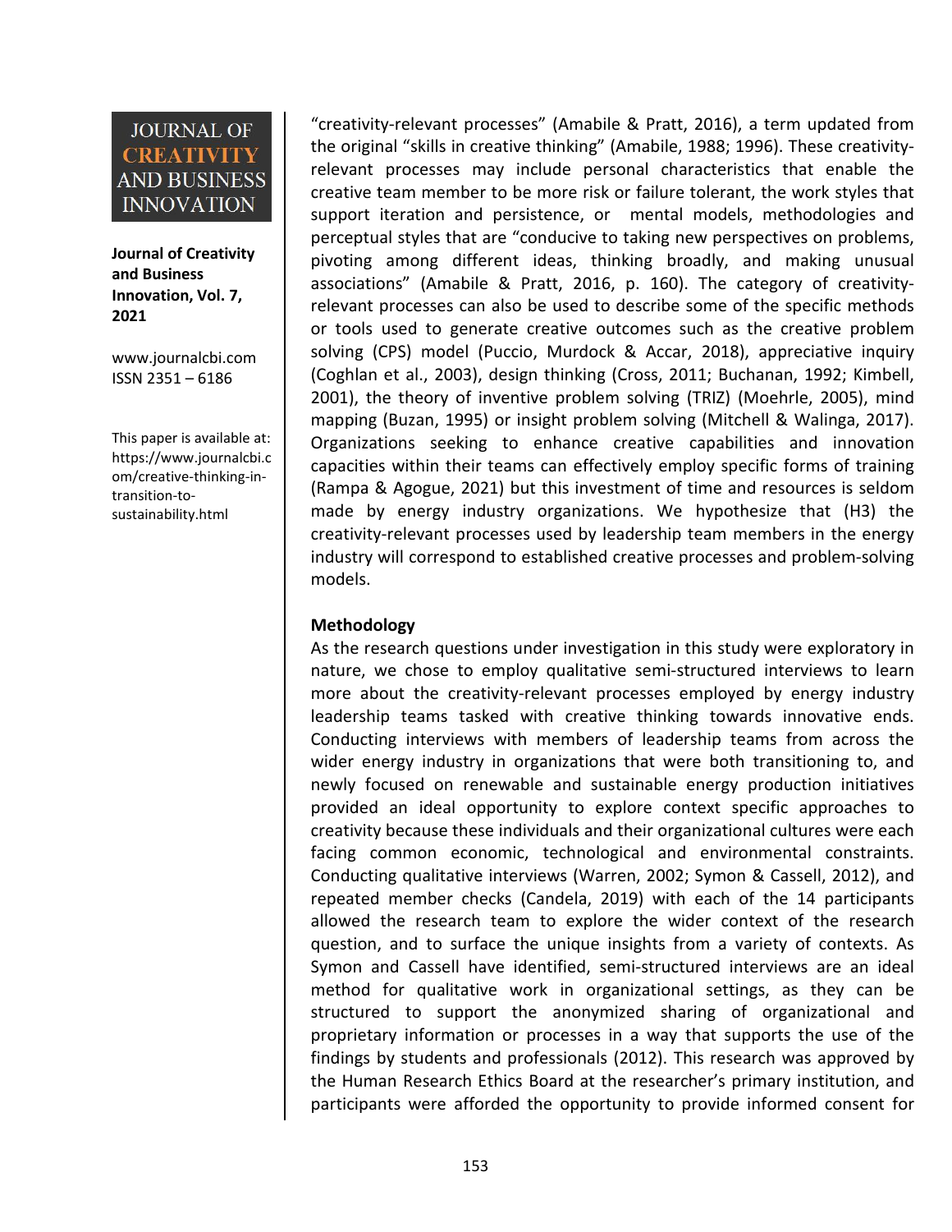"creativity-relevant processes" (Amabile & Pratt, 2016), a term updated from the original "skills in creative thinking" (Amabile, 1988; 1996). These creativity-relevant processes may include personal characteristics that enable the creative team member to be more risk or failure tolerant, the work styles that support iteration and persistence, or mental models, methodologies and perceptual styles that are "conducive to taking new perspectives on problems, pivoting among different ideas, thinking broadly, and making unusual associations" (Amabile & Pratt, 2016, p. 160). The category of creativity-relevant processes can also be used to describe some of the specific methods or tools used to generate creative outcomes such as the creative problem solving (CPS) model (Puccio, Murdock & Accar, 2018), appreciative inquiry (Coghlan et al., 2003), design thinking (Cross, 2011; Buchanan, 1992; Kimbell, 2001), the theory of inventive problem solving (TRIZ) (Moehrle, 2005), mind mapping (Buzan, 1995) or insight problem solving (Mitchell & Walinga, 2017). Organizations seeking to enhance creative capabilities and innovation capacities within their teams can effectively employ specific forms of training (Rampa & Agogue, 2021) but this investment of time and resources is seldom made by energy industry organizations. We hypothesize that (H3) the creativity-relevant processes used by leadership team members in the energy industry will correspond to established creative processes and problem-solving models.

**Methodology**

As the research questions under investigation in this study were exploratory in nature, we chose to employ qualitative semi-structured interviews to learn more about the creativity-relevant processes employed by energy industry leadership teams tasked with creative thinking towards innovative ends. Conducting interviews with members of leadership teams from across the wider energy industry in organizations that were both transitioning to, and newly focused on renewable and sustainable energy production initiatives provided an ideal opportunity to explore context specific approaches to creativity because these individuals and their organizational cultures were each facing common economic, technological and environmental constraints. Conducting qualitative interviews (Warren, 2002; Symon & Cassell, 2012), and repeated member checks (Candela, 2019) with each of the 14 participants allowed the research team to explore the wider context of the research question, and to surface the unique insights from a variety of contexts. As Symon and Cassell have identified, semi-structured interviews are an ideal method for qualitative work in organizational settings, as they can be structured to support the anonymized sharing of organizational and proprietary information or processes in a way that supports the use of the findings by students and professionals (2012). This research was approved by the Human Research Ethics Board at the researcher's primary institution, and participants were afforded the opportunity to provide informed consent for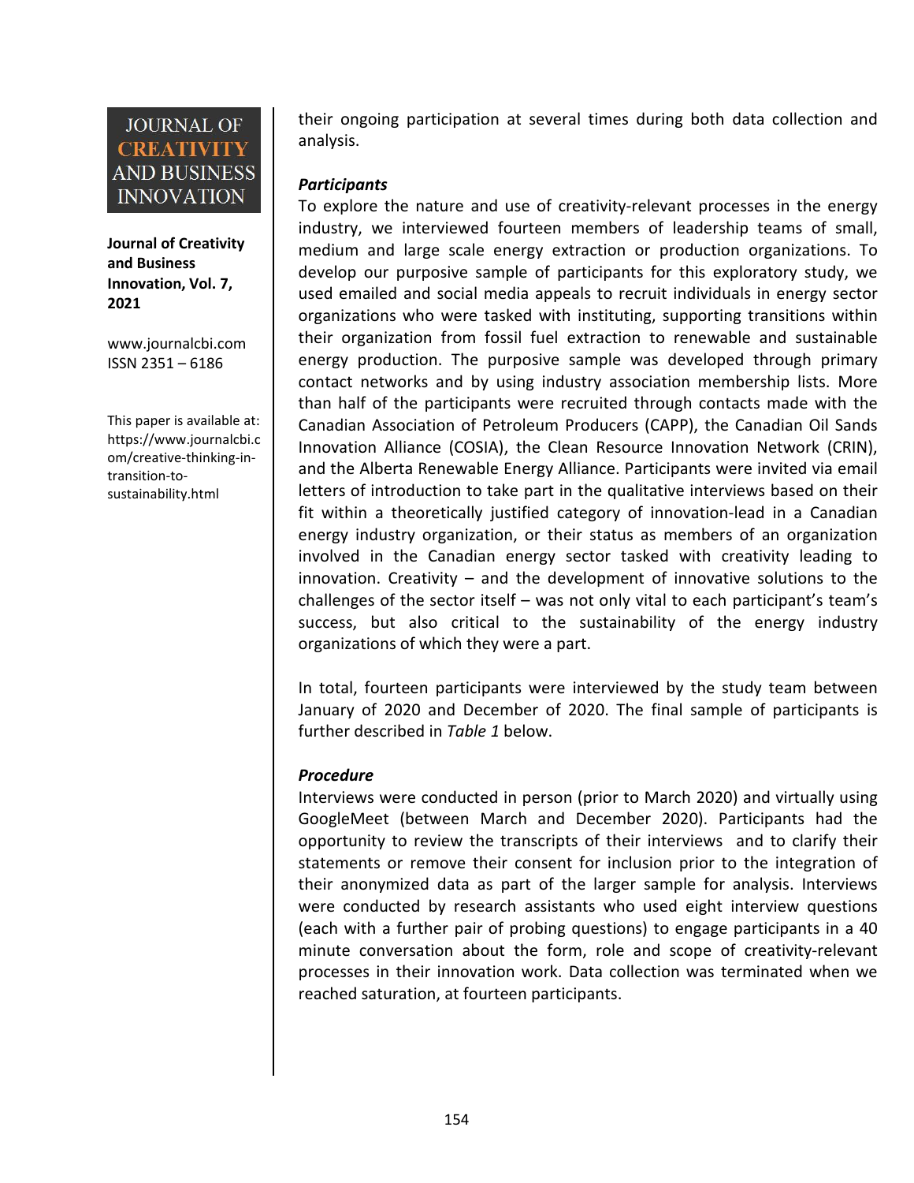their ongoing participation at several times during both data collection and analysis.

***Participants***

To explore the nature and use of creativity-relevant processes in the energy industry, we interviewed fourteen members of leadership teams of small, medium and large scale energy extraction or production organizations. To develop our purposive sample of participants for this exploratory study, we used emailed and social media appeals to recruit individuals in energy sector organizations who were tasked with instituting, supporting transitions within their organization from fossil fuel extraction to renewable and sustainable energy production. The purposive sample was developed through primary contact networks and by using industry association membership lists. More than half of the participants were recruited through contacts made with the Canadian Association of Petroleum Producers (CAPP), the Canadian Oil Sands Innovation Alliance (COSIA), the Clean Resource Innovation Network (CRIN), and the Alberta Renewable Energy Alliance. Participants were invited via email letters of introduction to take part in the qualitative interviews based on their fit within a theoretically justified category of innovation-lead in a Canadian energy industry organization, or their status as members of an organization involved in the Canadian energy sector tasked with creativity leading to innovation. Creativity – and the development of innovative solutions to the challenges of the sector itself – was not only vital to each participant's team's success, but also critical to the sustainability of the energy industry organizations of which they were a part.

In total, fourteen participants were interviewed by the study team between January of 2020 and December of 2020. The final sample of participants is further described in *Table 1* below.

***Procedure***

Interviews were conducted in person (prior to March 2020) and virtually using GoogleMeet (between March and December 2020). Participants had the opportunity to review the transcripts of their interviews and to clarify their statements or remove their consent for inclusion prior to the integration of their anonymized data as part of the larger sample for analysis. Interviews were conducted by research assistants who used eight interview questions (each with a further pair of probing questions) to engage participants in a 40 minute conversation about the form, role and scope of creativity-relevant processes in their innovation work. Data collection was terminated when we reached saturation, at fourteen participants.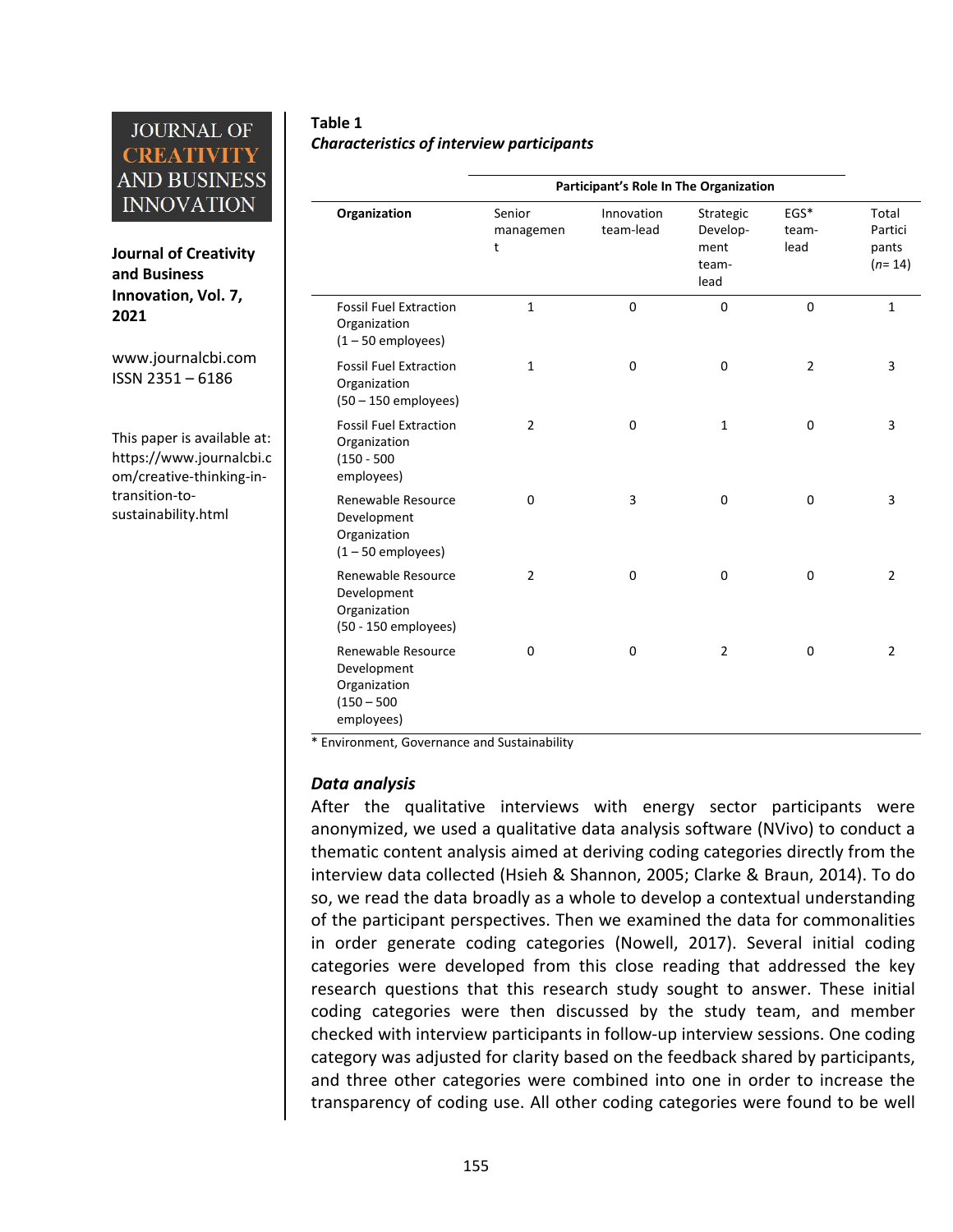**Table 1**
***Characteristics of interview participants***

| | Participant's Role In The Organization | | | | |
|---|---|---|---|---|---|
| **Organization** | Senior management | Innovation team-lead | Strategic Development team-lead | EGS* team-lead | Total Participants ($n$= 14) |
| Fossil Fuel Extraction Organization (1 – 50 employees) | 1 | 0 | 0 | 0 | 1 |
| Fossil Fuel Extraction Organization (50 – 150 employees) | 1 | 0 | 0 | 2 | 3 |
| Fossil Fuel Extraction Organization (150 - 500 employees) | 2 | 0 | 1 | 0 | 3 |
| Renewable Resource Development Organization (1 – 50 employees) | 0 | 3 | 0 | 0 | 3 |
| Renewable Resource Development Organization (50 - 150 employees) | 2 | 0 | 0 | 0 | 2 |
| Renewable Resource Development Organization (150 – 500 employees) | 0 | 0 | 2 | 0 | 2 |

* Environment, Governance and Sustainability

### *Data analysis*

After the qualitative interviews with energy sector participants were anonymized, we used a qualitative data analysis software (NVivo) to conduct a thematic content analysis aimed at deriving coding categories directly from the interview data collected (Hsieh & Shannon, 2005; Clarke & Braun, 2014). To do so, we read the data broadly as a whole to develop a contextual understanding of the participant perspectives. Then we examined the data for commonalities in order generate coding categories (Nowell, 2017). Several initial coding categories were developed from this close reading that addressed the key research questions that this research study sought to answer. These initial coding categories were then discussed by the study team, and member checked with interview participants in follow-up interview sessions. One coding category was adjusted for clarity based on the feedback shared by participants, and three other categories were combined into one in order to increase the transparency of coding use. All other coding categories were found to be well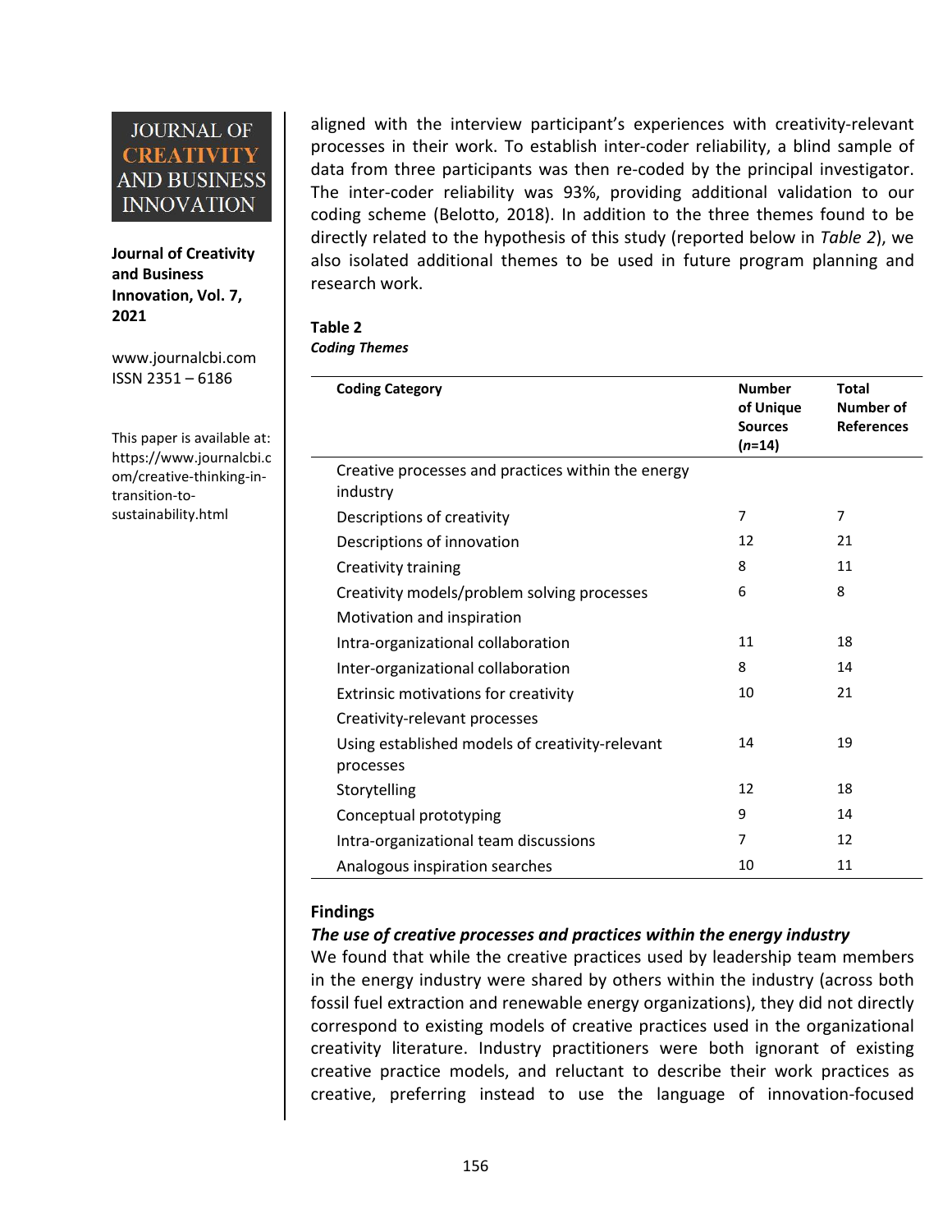aligned with the interview participant's experiences with creativity-relevant processes in their work. To establish inter-coder reliability, a blind sample of data from three participants was then re-coded by the principal investigator. The inter-coder reliability was 93%, providing additional validation to our coding scheme (Belotto, 2018). In addition to the three themes found to be directly related to the hypothesis of this study (reported below in *Table 2*), we also isolated additional themes to be used in future program planning and research work.

**Table 2**
***Coding Themes***

| Coding Category | Number of Unique Sources (*n*=14) | Total Number of References |
| --- | --- | --- |
| Creative processes and practices within the energy industry | | |
| Descriptions of creativity | 7 | 7 |
| Descriptions of innovation | 12 | 21 |
| Creativity training | 8 | 11 |
| Creativity models/problem solving processes | 6 | 8 |
| Motivation and inspiration | | |
| Intra-organizational collaboration | 11 | 18 |
| Inter-organizational collaboration | 8 | 14 |
| Extrinsic motivations for creativity | 10 | 21 |
| Creativity-relevant processes | | |
| Using established models of creativity-relevant processes | 14 | 19 |
| Storytelling | 12 | 18 |
| Conceptual prototyping | 9 | 14 |
| Intra-organizational team discussions | 7 | 12 |
| Analogous inspiration searches | 10 | 11 |

## Findings

### *The use of creative processes and practices within the energy industry*

We found that while the creative practices used by leadership team members in the energy industry were shared by others within the industry (across both fossil fuel extraction and renewable energy organizations), they did not directly correspond to existing models of creative practices used in the organizational creativity literature. Industry practitioners were both ignorant of existing creative practice models, and reluctant to describe their work practices as creative, preferring instead to use the language of innovation-focused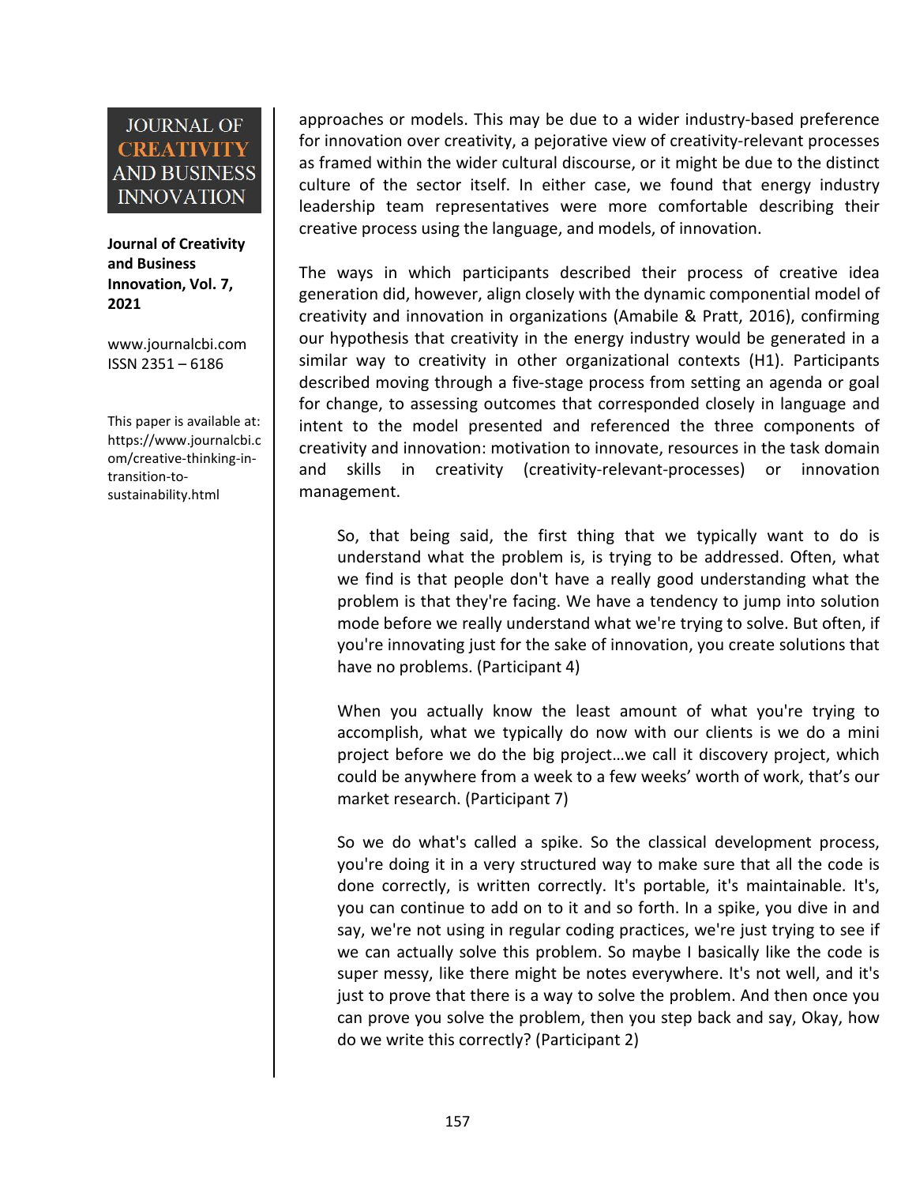approaches or models. This may be due to a wider industry-based preference for innovation over creativity, a pejorative view of creativity-relevant processes as framed within the wider cultural discourse, or it might be due to the distinct culture of the sector itself. In either case, we found that energy industry leadership team representatives were more comfortable describing their creative process using the language, and models, of innovation.

The ways in which participants described their process of creative idea generation did, however, align closely with the dynamic componential model of creativity and innovation in organizations (Amabile & Pratt, 2016), confirming our hypothesis that creativity in the energy industry would be generated in a similar way to creativity in other organizational contexts (H1). Participants described moving through a five-stage process from setting an agenda or goal for change, to assessing outcomes that corresponded closely in language and intent to the model presented and referenced the three components of creativity and innovation: motivation to innovate, resources in the task domain and skills in creativity (creativity-relevant-processes) or innovation management.

> So, that being said, the first thing that we typically want to do is understand what the problem is, is trying to be addressed. Often, what we find is that people don't have a really good understanding what the problem is that they're facing. We have a tendency to jump into solution mode before we really understand what we're trying to solve. But often, if you're innovating just for the sake of innovation, you create solutions that have no problems. (Participant 4)

> When you actually know the least amount of what you're trying to accomplish, what we typically do now with our clients is we do a mini project before we do the big project…we call it discovery project, which could be anywhere from a week to a few weeks' worth of work, that's our market research. (Participant 7)

> So we do what's called a spike. So the classical development process, you're doing it in a very structured way to make sure that all the code is done correctly, is written correctly. It's portable, it's maintainable. It's, you can continue to add on to it and so forth. In a spike, you dive in and say, we're not using in regular coding practices, we're just trying to see if we can actually solve this problem. So maybe I basically like the code is super messy, like there might be notes everywhere. It's not well, and it's just to prove that there is a way to solve the problem. And then once you can prove you solve the problem, then you step back and say, Okay, how do we write this correctly? (Participant 2)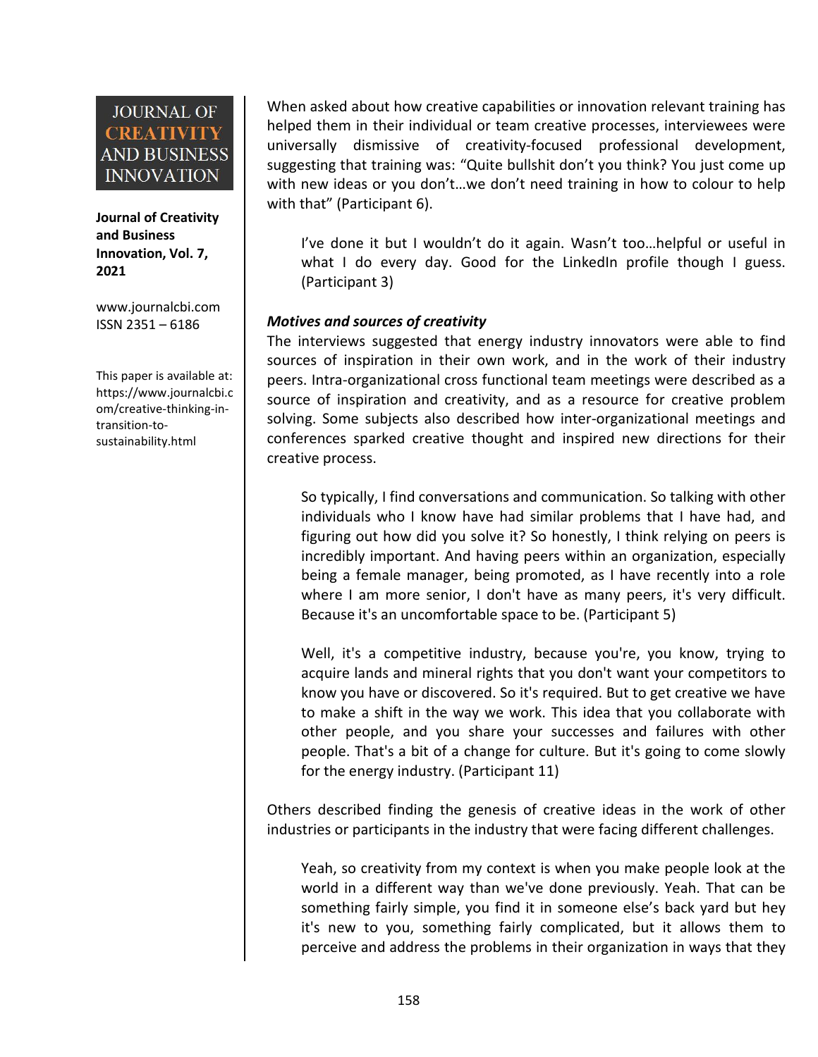When asked about how creative capabilities or innovation relevant training has helped them in their individual or team creative processes, interviewees were universally dismissive of creativity-focused professional development, suggesting that training was: “Quite bullshit don’t you think? You just come up with new ideas or you don’t…we don’t need training in how to colour to help with that” (Participant 6).

> I’ve done it but I wouldn’t do it again. Wasn’t too…helpful or useful in what I do every day. Good for the LinkedIn profile though I guess. (Participant 3)

***Motives and sources of creativity***

The interviews suggested that energy industry innovators were able to find sources of inspiration in their own work, and in the work of their industry peers. Intra-organizational cross functional team meetings were described as a source of inspiration and creativity, and as a resource for creative problem solving. Some subjects also described how inter-organizational meetings and conferences sparked creative thought and inspired new directions for their creative process.

> So typically, I find conversations and communication. So talking with other individuals who I know have had similar problems that I have had, and figuring out how did you solve it? So honestly, I think relying on peers is incredibly important. And having peers within an organization, especially being a female manager, being promoted, as I have recently into a role where I am more senior, I don't have as many peers, it's very difficult. Because it's an uncomfortable space to be. (Participant 5)

> Well, it's a competitive industry, because you're, you know, trying to acquire lands and mineral rights that you don't want your competitors to know you have or discovered. So it's required. But to get creative we have to make a shift in the way we work. This idea that you collaborate with other people, and you share your successes and failures with other people. That's a bit of a change for culture. But it's going to come slowly for the energy industry. (Participant 11)

Others described finding the genesis of creative ideas in the work of other industries or participants in the industry that were facing different challenges.

> Yeah, so creativity from my context is when you make people look at the world in a different way than we've done previously. Yeah. That can be something fairly simple, you find it in someone else’s back yard but hey it's new to you, something fairly complicated, but it allows them to perceive and address the problems in their organization in ways that they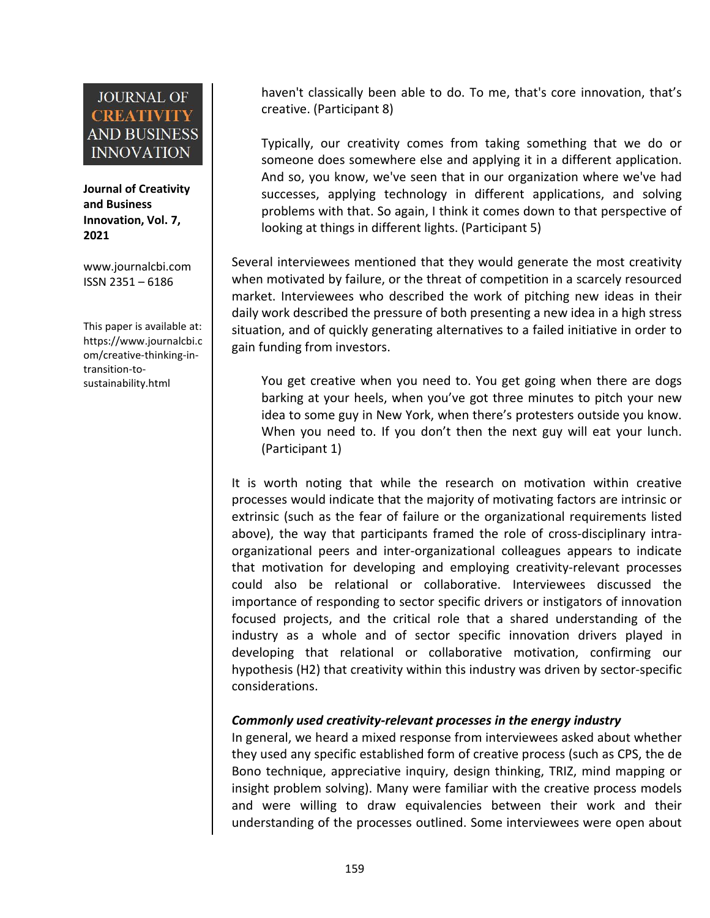> haven't classically been able to do. To me, that's core innovation, that's creative. (Participant 8)

> Typically, our creativity comes from taking something that we do or someone does somewhere else and applying it in a different application. And so, you know, we've seen that in our organization where we've had successes, applying technology in different applications, and solving problems with that. So again, I think it comes down to that perspective of looking at things in different lights. (Participant 5)

Several interviewees mentioned that they would generate the most creativity when motivated by failure, or the threat of competition in a scarcely resourced market. Interviewees who described the work of pitching new ideas in their daily work described the pressure of both presenting a new idea in a high stress situation, and of quickly generating alternatives to a failed initiative in order to gain funding from investors.

> You get creative when you need to. You get going when there are dogs barking at your heels, when you've got three minutes to pitch your new idea to some guy in New York, when there's protesters outside you know. When you need to. If you don't then the next guy will eat your lunch. (Participant 1)

It is worth noting that while the research on motivation within creative processes would indicate that the majority of motivating factors are intrinsic or extrinsic (such as the fear of failure or the organizational requirements listed above), the way that participants framed the role of cross-disciplinary intra-organizational peers and inter-organizational colleagues appears to indicate that motivation for developing and employing creativity-relevant processes could also be relational or collaborative. Interviewees discussed the importance of responding to sector specific drivers or instigators of innovation focused projects, and the critical role that a shared understanding of the industry as a whole and of sector specific innovation drivers played in developing that relational or collaborative motivation, confirming our hypothesis (H2) that creativity within this industry was driven by sector-specific considerations.

***Commonly used creativity-relevant processes in the energy industry***

In general, we heard a mixed response from interviewees asked about whether they used any specific established form of creative process (such as CPS, the de Bono technique, appreciative inquiry, design thinking, TRIZ, mind mapping or insight problem solving). Many were familiar with the creative process models and were willing to draw equivalencies between their work and their understanding of the processes outlined. Some interviewees were open about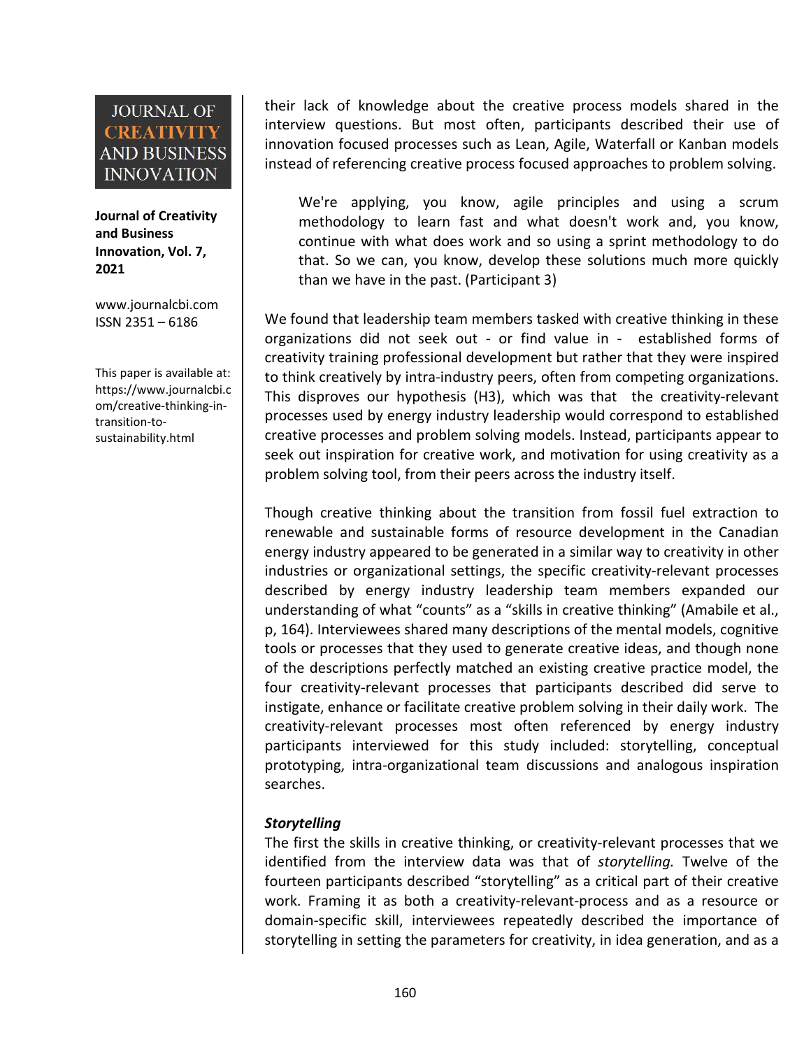their lack of knowledge about the creative process models shared in the interview questions. But most often, participants described their use of innovation focused processes such as Lean, Agile, Waterfall or Kanban models instead of referencing creative process focused approaches to problem solving.

> We're applying, you know, agile principles and using a scrum methodology to learn fast and what doesn't work and, you know, continue with what does work and so using a sprint methodology to do that. So we can, you know, develop these solutions much more quickly than we have in the past. (Participant 3)

We found that leadership team members tasked with creative thinking in these organizations did not seek out - or find value in - established forms of creativity training professional development but rather that they were inspired to think creatively by intra-industry peers, often from competing organizations. This disproves our hypothesis (H3), which was that the creativity-relevant processes used by energy industry leadership would correspond to established creative processes and problem solving models. Instead, participants appear to seek out inspiration for creative work, and motivation for using creativity as a problem solving tool, from their peers across the industry itself.

Though creative thinking about the transition from fossil fuel extraction to renewable and sustainable forms of resource development in the Canadian energy industry appeared to be generated in a similar way to creativity in other industries or organizational settings, the specific creativity-relevant processes described by energy industry leadership team members expanded our understanding of what "counts" as a "skills in creative thinking" (Amabile et al., p, 164). Interviewees shared many descriptions of the mental models, cognitive tools or processes that they used to generate creative ideas, and though none of the descriptions perfectly matched an existing creative practice model, the four creativity-relevant processes that participants described did serve to instigate, enhance or facilitate creative problem solving in their daily work. The creativity-relevant processes most often referenced by energy industry participants interviewed for this study included: storytelling, conceptual prototyping, intra-organizational team discussions and analogous inspiration searches.

### *Storytelling*

The first the skills in creative thinking, or creativity-relevant processes that we identified from the interview data was that of *storytelling.* Twelve of the fourteen participants described "storytelling" as a critical part of their creative work. Framing it as both a creativity-relevant-process and as a resource or domain-specific skill, interviewees repeatedly described the importance of storytelling in setting the parameters for creativity, in idea generation, and as a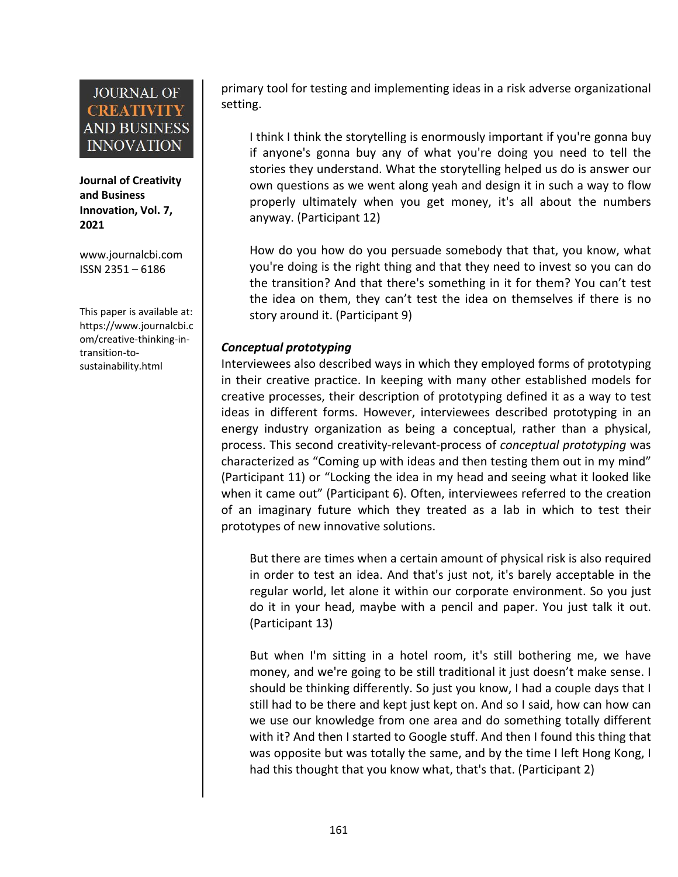primary tool for testing and implementing ideas in a risk adverse organizational setting.

> I think I think the storytelling is enormously important if you're gonna buy if anyone's gonna buy any of what you're doing you need to tell the stories they understand. What the storytelling helped us do is answer our own questions as we went along yeah and design it in such a way to flow properly ultimately when you get money, it's all about the numbers anyway. (Participant 12)

> How do you how do you persuade somebody that that, you know, what you're doing is the right thing and that they need to invest so you can do the transition? And that there's something in it for them? You can't test the idea on them, they can't test the idea on themselves if there is no story around it. (Participant 9)

***Conceptual prototyping***

Interviewees also described ways in which they employed forms of prototyping in their creative practice. In keeping with many other established models for creative processes, their description of prototyping defined it as a way to test ideas in different forms. However, interviewees described prototyping in an energy industry organization as being a conceptual, rather than a physical, process. This second creativity-relevant-process of *conceptual prototyping* was characterized as "Coming up with ideas and then testing them out in my mind" (Participant 11) or "Locking the idea in my head and seeing what it looked like when it came out" (Participant 6). Often, interviewees referred to the creation of an imaginary future which they treated as a lab in which to test their prototypes of new innovative solutions.

> But there are times when a certain amount of physical risk is also required in order to test an idea. And that's just not, it's barely acceptable in the regular world, let alone it within our corporate environment. So you just do it in your head, maybe with a pencil and paper. You just talk it out. (Participant 13)

> But when I'm sitting in a hotel room, it's still bothering me, we have money, and we're going to be still traditional it just doesn't make sense. I should be thinking differently. So just you know, I had a couple days that I still had to be there and kept just kept on. And so I said, how can how can we use our knowledge from one area and do something totally different with it? And then I started to Google stuff. And then I found this thing that was opposite but was totally the same, and by the time I left Hong Kong, I had this thought that you know what, that's that. (Participant 2)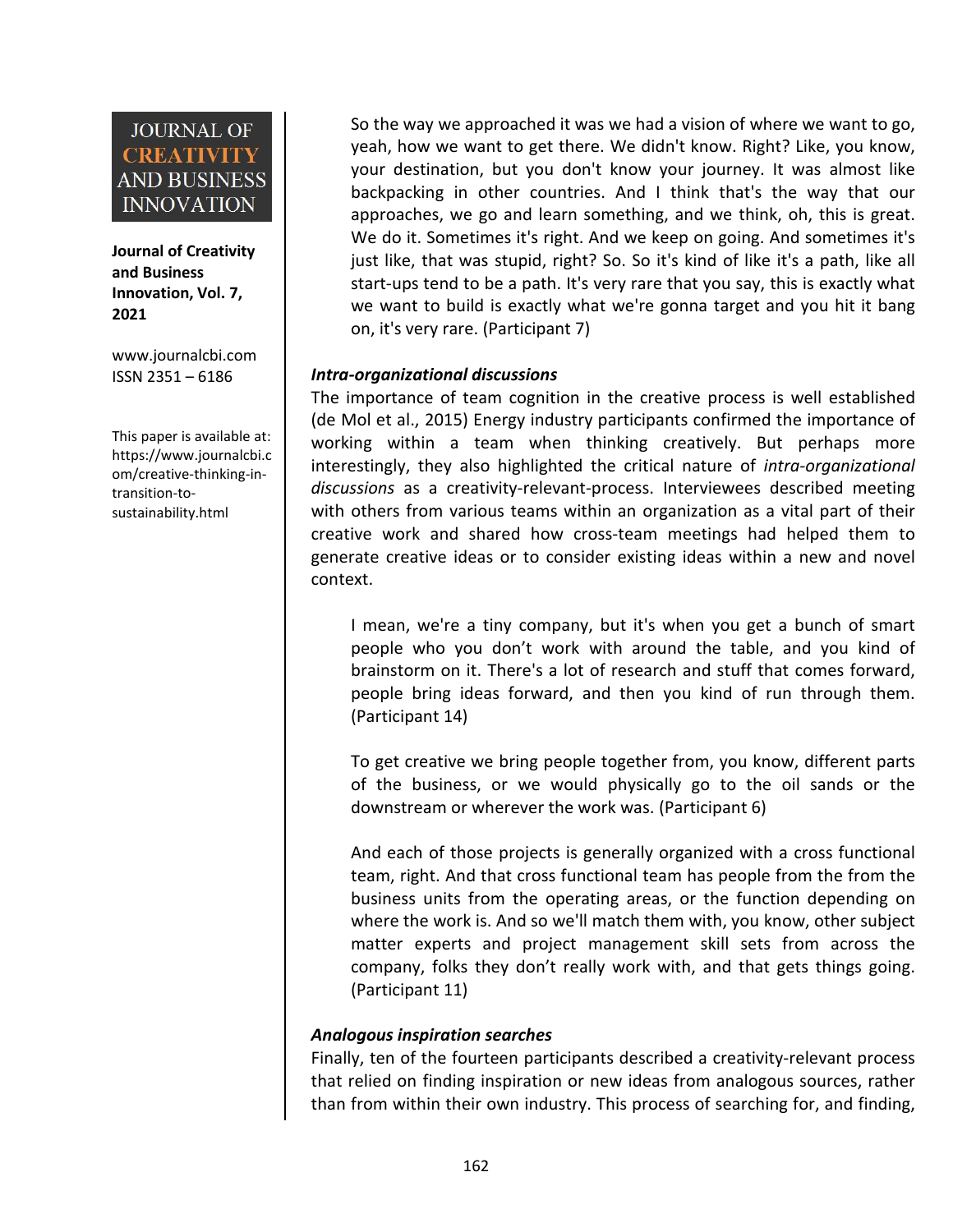> So the way we approached it was we had a vision of where we want to go, yeah, how we want to get there. We didn't know. Right? Like, you know, your destination, but you don't know your journey. It was almost like backpacking in other countries. And I think that's the way that our approaches, we go and learn something, and we think, oh, this is great. We do it. Sometimes it's right. And we keep on going. And sometimes it's just like, that was stupid, right? So. So it's kind of like it's a path, like all start-ups tend to be a path. It's very rare that you say, this is exactly what we want to build is exactly what we're gonna target and you hit it bang on, it's very rare. (Participant 7)

### *Intra-organizational discussions*

The importance of team cognition in the creative process is well established (de Mol et al., 2015) Energy industry participants confirmed the importance of working within a team when thinking creatively. But perhaps more interestingly, they also highlighted the critical nature of *intra-organizational discussions* as a creativity-relevant-process. Interviewees described meeting with others from various teams within an organization as a vital part of their creative work and shared how cross-team meetings had helped them to generate creative ideas or to consider existing ideas within a new and novel context.

> I mean, we're a tiny company, but it's when you get a bunch of smart people who you don't work with around the table, and you kind of brainstorm on it. There's a lot of research and stuff that comes forward, people bring ideas forward, and then you kind of run through them. (Participant 14)

> To get creative we bring people together from, you know, different parts of the business, or we would physically go to the oil sands or the downstream or wherever the work was. (Participant 6)

> And each of those projects is generally organized with a cross functional team, right. And that cross functional team has people from the from the business units from the operating areas, or the function depending on where the work is. And so we'll match them with, you know, other subject matter experts and project management skill sets from across the company, folks they don't really work with, and that gets things going. (Participant 11)

### *Analogous inspiration searches*

Finally, ten of the fourteen participants described a creativity-relevant process that relied on finding inspiration or new ideas from analogous sources, rather than from within their own industry. This process of searching for, and finding,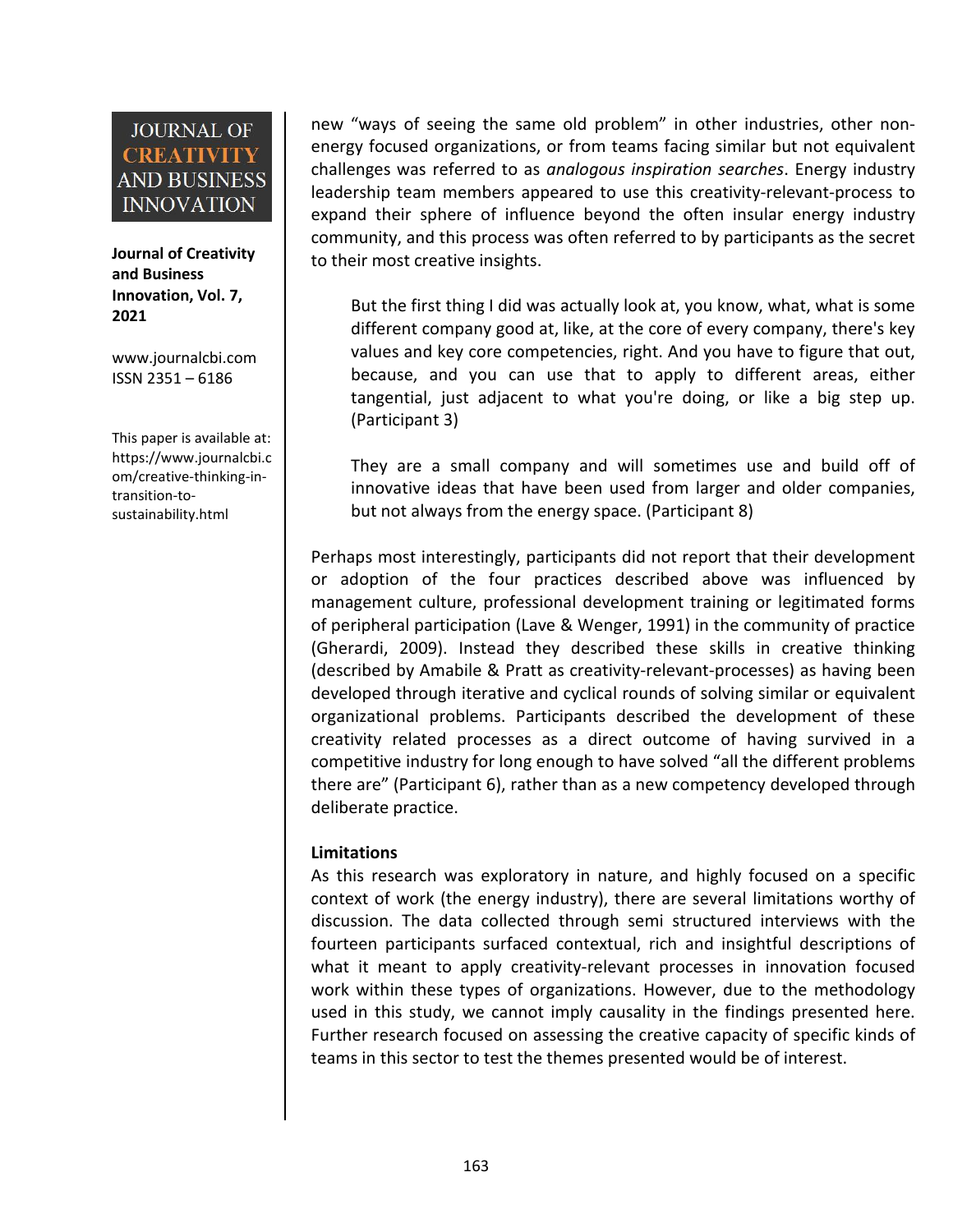new “ways of seeing the same old problem” in other industries, other non-energy focused organizations, or from teams facing similar but not equivalent challenges was referred to as *analogous inspiration searches*. Energy industry leadership team members appeared to use this creativity-relevant-process to expand their sphere of influence beyond the often insular energy industry community, and this process was often referred to by participants as the secret to their most creative insights.

> But the first thing I did was actually look at, you know, what, what is some different company good at, like, at the core of every company, there's key values and key core competencies, right. And you have to figure that out, because, and you can use that to apply to different areas, either tangential, just adjacent to what you're doing, or like a big step up. (Participant 3)

> They are a small company and will sometimes use and build off of innovative ideas that have been used from larger and older companies, but not always from the energy space. (Participant 8)

Perhaps most interestingly, participants did not report that their development or adoption of the four practices described above was influenced by management culture, professional development training or legitimated forms of peripheral participation (Lave & Wenger, 1991) in the community of practice (Gherardi, 2009). Instead they described these skills in creative thinking (described by Amabile & Pratt as creativity-relevant-processes) as having been developed through iterative and cyclical rounds of solving similar or equivalent organizational problems. Participants described the development of these creativity related processes as a direct outcome of having survived in a competitive industry for long enough to have solved “all the different problems there are” (Participant 6), rather than as a new competency developed through deliberate practice.

**Limitations**

As this research was exploratory in nature, and highly focused on a specific context of work (the energy industry), there are several limitations worthy of discussion. The data collected through semi structured interviews with the fourteen participants surfaced contextual, rich and insightful descriptions of what it meant to apply creativity-relevant processes in innovation focused work within these types of organizations. However, due to the methodology used in this study, we cannot imply causality in the findings presented here. Further research focused on assessing the creative capacity of specific kinds of teams in this sector to test the themes presented would be of interest.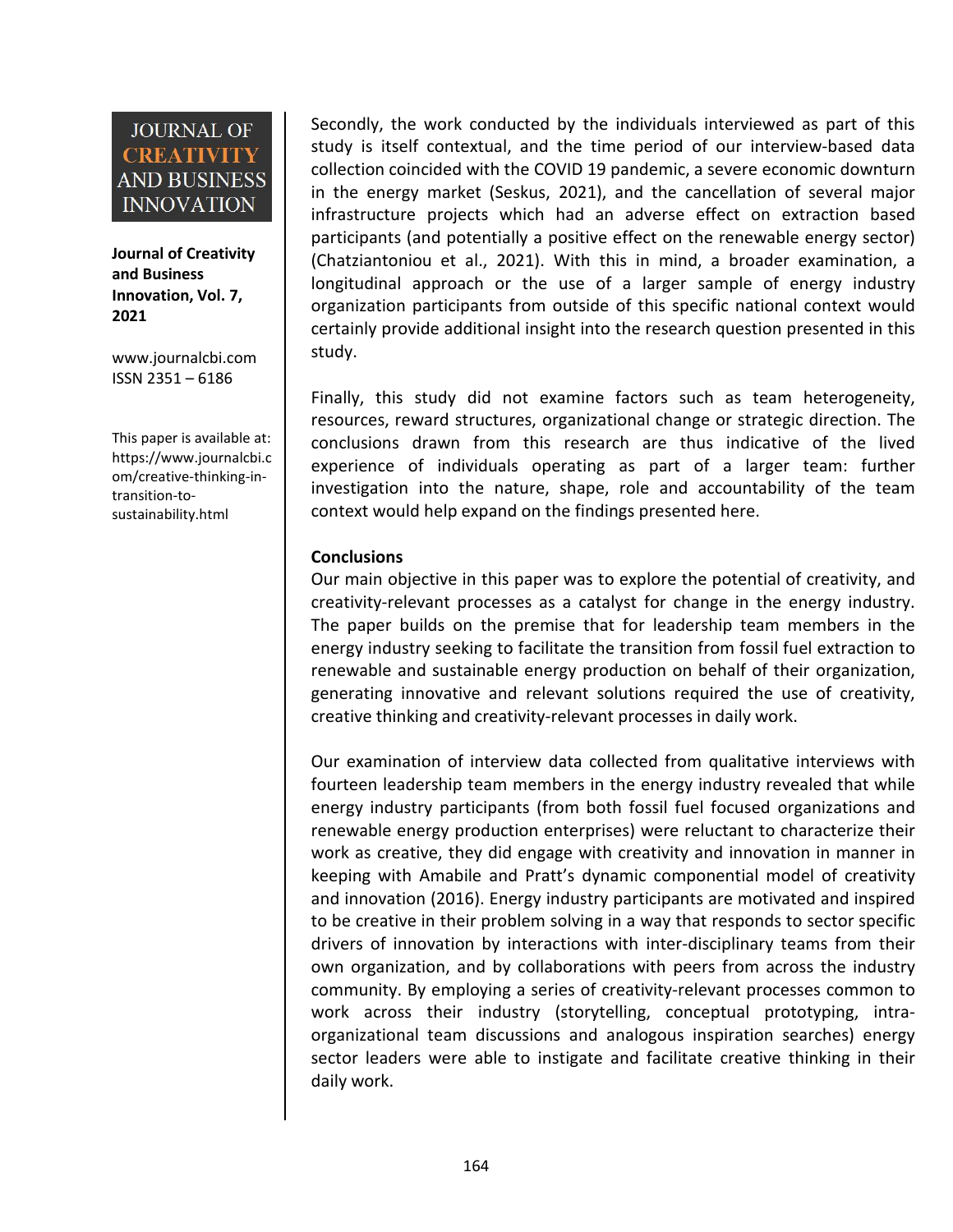Secondly, the work conducted by the individuals interviewed as part of this study is itself contextual, and the time period of our interview-based data collection coincided with the COVID 19 pandemic, a severe economic downturn in the energy market (Seskus, 2021), and the cancellation of several major infrastructure projects which had an adverse effect on extraction based participants (and potentially a positive effect on the renewable energy sector) (Chatziantoniou et al., 2021). With this in mind, a broader examination, a longitudinal approach or the use of a larger sample of energy industry organization participants from outside of this specific national context would certainly provide additional insight into the research question presented in this study.

Finally, this study did not examine factors such as team heterogeneity, resources, reward structures, organizational change or strategic direction. The conclusions drawn from this research are thus indicative of the lived experience of individuals operating as part of a larger team: further investigation into the nature, shape, role and accountability of the team context would help expand on the findings presented here.

## Conclusions

Our main objective in this paper was to explore the potential of creativity, and creativity-relevant processes as a catalyst for change in the energy industry. The paper builds on the premise that for leadership team members in the energy industry seeking to facilitate the transition from fossil fuel extraction to renewable and sustainable energy production on behalf of their organization, generating innovative and relevant solutions required the use of creativity, creative thinking and creativity-relevant processes in daily work.

Our examination of interview data collected from qualitative interviews with fourteen leadership team members in the energy industry revealed that while energy industry participants (from both fossil fuel focused organizations and renewable energy production enterprises) were reluctant to characterize their work as creative, they did engage with creativity and innovation in manner in keeping with Amabile and Pratt's dynamic componential model of creativity and innovation (2016). Energy industry participants are motivated and inspired to be creative in their problem solving in a way that responds to sector specific drivers of innovation by interactions with inter-disciplinary teams from their own organization, and by collaborations with peers from across the industry community. By employing a series of creativity-relevant processes common to work across their industry (storytelling, conceptual prototyping, intra-organizational team discussions and analogous inspiration searches) energy sector leaders were able to instigate and facilitate creative thinking in their daily work.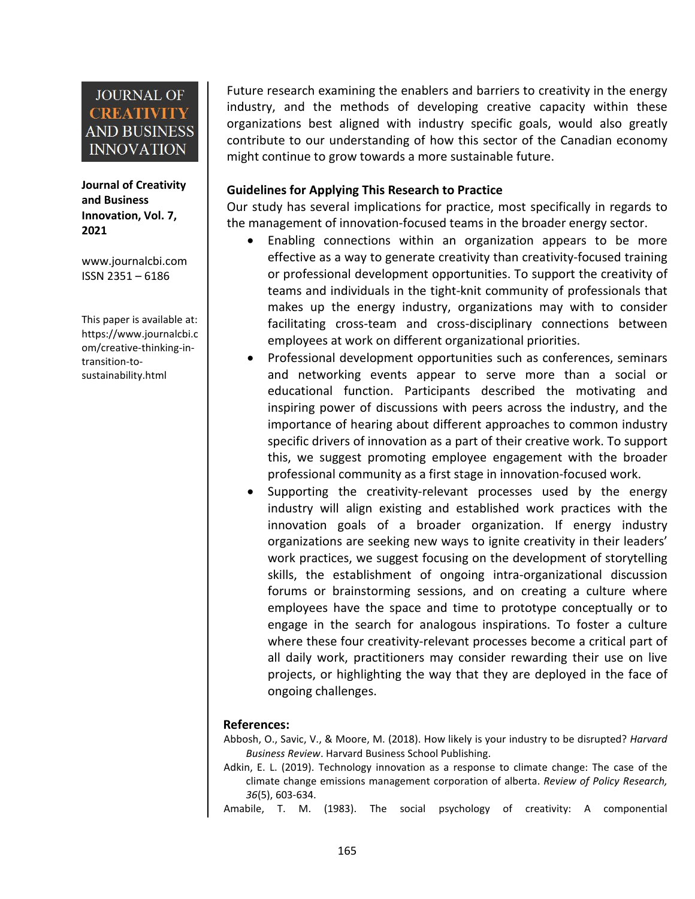Future research examining the enablers and barriers to creativity in the energy industry, and the methods of developing creative capacity within these organizations best aligned with industry specific goals, would also greatly contribute to our understanding of how this sector of the Canadian economy might continue to grow towards a more sustainable future.

### Guidelines for Applying This Research to Practice

Our study has several implications for practice, most specifically in regards to the management of innovation-focused teams in the broader energy sector.

- Enabling connections within an organization appears to be more effective as a way to generate creativity than creativity-focused training or professional development opportunities. To support the creativity of teams and individuals in the tight-knit community of professionals that makes up the energy industry, organizations may with to consider facilitating cross-team and cross-disciplinary connections between employees at work on different organizational priorities.
- Professional development opportunities such as conferences, seminars and networking events appear to serve more than a social or educational function. Participants described the motivating and inspiring power of discussions with peers across the industry, and the importance of hearing about different approaches to common industry specific drivers of innovation as a part of their creative work. To support this, we suggest promoting employee engagement with the broader professional community as a first stage in innovation-focused work.
- Supporting the creativity-relevant processes used by the energy industry will align existing and established work practices with the innovation goals of a broader organization. If energy industry organizations are seeking new ways to ignite creativity in their leaders' work practices, we suggest focusing on the development of storytelling skills, the establishment of ongoing intra-organizational discussion forums or brainstorming sessions, and on creating a culture where employees have the space and time to prototype conceptually or to engage in the search for analogous inspirations. To foster a culture where these four creativity-relevant processes become a critical part of all daily work, practitioners may consider rewarding their use on live projects, or highlighting the way that they are deployed in the face of ongoing challenges.

### References:

Abbosh, O., Savic, V., & Moore, M. (2018). How likely is your industry to be disrupted? *Harvard Business Review*. Harvard Business School Publishing.

Adkin, E. L. (2019). Technology innovation as a response to climate change: The case of the climate change emissions management corporation of alberta. *Review of Policy Research, 36*(5), 603-634.

Amabile, T. M. (1983). The social psychology of creativity: A componential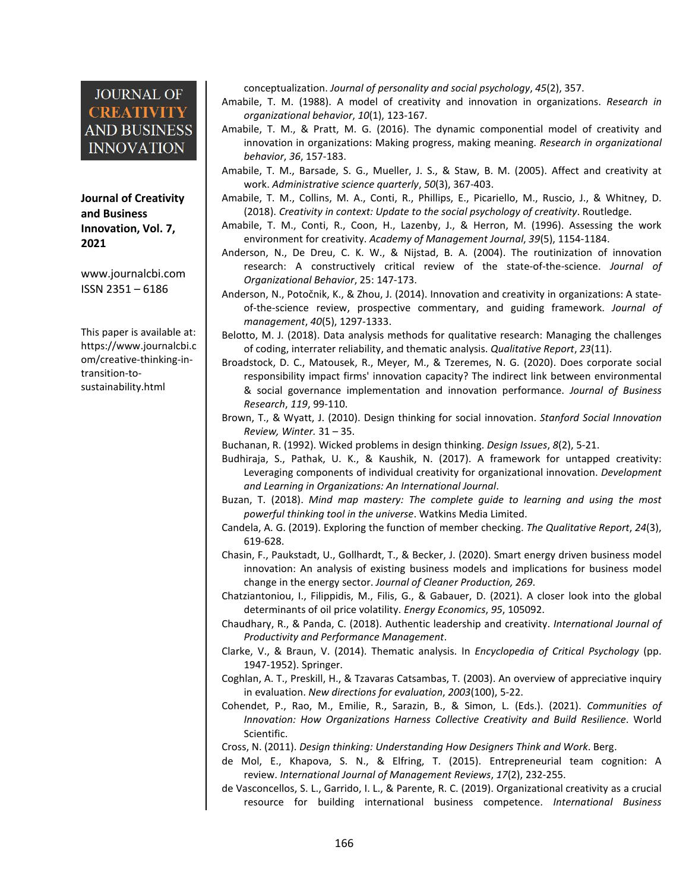conceptualization. *Journal of personality and social psychology*, *45*(2), 357.

Amabile, T. M. (1988). A model of creativity and innovation in organizations. *Research in organizational behavior*, *10*(1), 123-167.

Amabile, T. M., & Pratt, M. G. (2016). The dynamic componential model of creativity and innovation in organizations: Making progress, making meaning. *Research in organizational behavior*, *36*, 157-183.

Amabile, T. M., Barsade, S. G., Mueller, J. S., & Staw, B. M. (2005). Affect and creativity at work. *Administrative science quarterly*, *50*(3), 367-403.

Amabile, T. M., Collins, M. A., Conti, R., Phillips, E., Picariello, M., Ruscio, J., & Whitney, D. (2018). *Creativity in context: Update to the social psychology of creativity*. Routledge.

Amabile, T. M., Conti, R., Coon, H., Lazenby, J., & Herron, M. (1996). Assessing the work environment for creativity. *Academy of Management Journal*, *39*(5), 1154-1184.

Anderson, N., De Dreu, C. K. W., & Nijstad, B. A. (2004). The routinization of innovation research: A constructively critical review of the state-of-the-science. *Journal of Organizational Behavior*, 25: 147-173.

Anderson, N., Potočnik, K., & Zhou, J. (2014). Innovation and creativity in organizations: A state-of-the-science review, prospective commentary, and guiding framework. *Journal of management*, *40*(5), 1297-1333.

Belotto, M. J. (2018). Data analysis methods for qualitative research: Managing the challenges of coding, interrater reliability, and thematic analysis. *Qualitative Report*, *23*(11).

Broadstock, D. C., Matousek, R., Meyer, M., & Tzeremes, N. G. (2020). Does corporate social responsibility impact firms' innovation capacity? The indirect link between environmental & social governance implementation and innovation performance. *Journal of Business Research*, *119*, 99-110.

Brown, T., & Wyatt, J. (2010). Design thinking for social innovation. *Stanford Social Innovation Review, Winter.* 31 – 35.

Buchanan, R. (1992). Wicked problems in design thinking. *Design Issues*, *8*(2), 5-21.

Budhiraja, S., Pathak, U. K., & Kaushik, N. (2017). A framework for untapped creativity: Leveraging components of individual creativity for organizational innovation. *Development and Learning in Organizations: An International Journal*.

Buzan, T. (2018). *Mind map mastery: The complete guide to learning and using the most powerful thinking tool in the universe*. Watkins Media Limited.

Candela, A. G. (2019). Exploring the function of member checking. *The Qualitative Report*, *24*(3), 619-628.

Chasin, F., Paukstadt, U., Gollhardt, T., & Becker, J. (2020). Smart energy driven business model innovation: An analysis of existing business models and implications for business model change in the energy sector. *Journal of Cleaner Production, 269*.

Chatziantoniou, I., Filippidis, M., Filis, G., & Gabauer, D. (2021). A closer look into the global determinants of oil price volatility. *Energy Economics*, *95*, 105092.

Chaudhary, R., & Panda, C. (2018). Authentic leadership and creativity. *International Journal of Productivity and Performance Management*.

Clarke, V., & Braun, V. (2014). Thematic analysis. In *Encyclopedia of Critical Psychology* (pp. 1947-1952). Springer.

Coghlan, A. T., Preskill, H., & Tzavaras Catsambas, T. (2003). An overview of appreciative inquiry in evaluation. *New directions for evaluation*, *2003*(100), 5-22.

Cohendet, P., Rao, M., Emilie, R., Sarazin, B., & Simon, L. (Eds.). (2021). *Communities of Innovation: How Organizations Harness Collective Creativity and Build Resilience*. World Scientific.

Cross, N. (2011). *Design thinking: Understanding How Designers Think and Work*. Berg.

de Mol, E., Khapova, S. N., & Elfring, T. (2015). Entrepreneurial team cognition: A review. *International Journal of Management Reviews*, *17*(2), 232-255.

de Vasconcellos, S. L., Garrido, I. L., & Parente, R. C. (2019). Organizational creativity as a crucial resource for building international business competence. *International Business*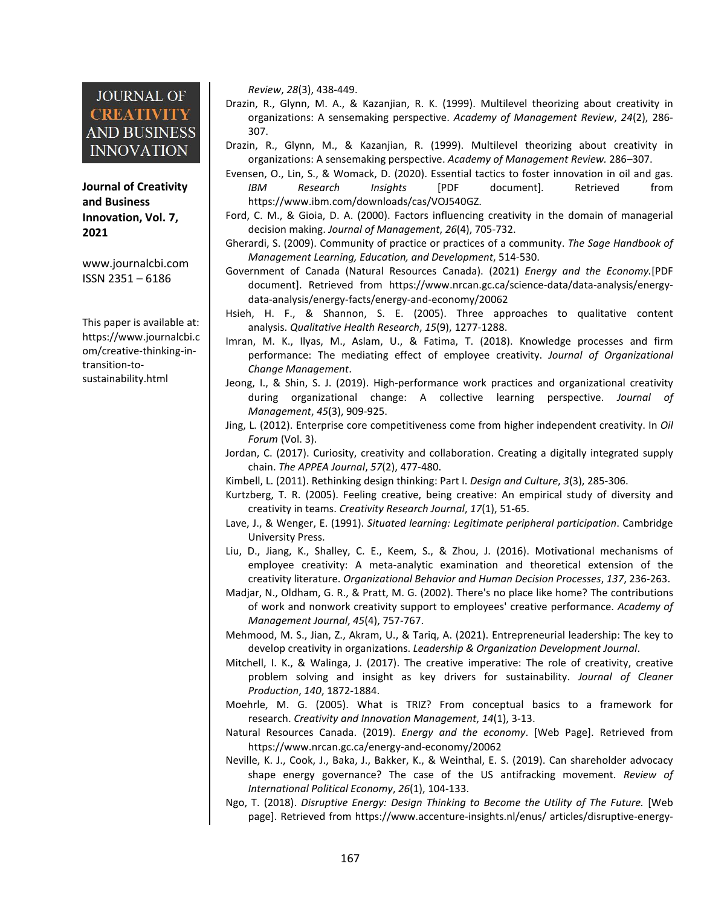*Review*, *28*(3), 438-449.

Drazin, R., Glynn, M. A., & Kazanjian, R. K. (1999). Multilevel theorizing about creativity in organizations: A sensemaking perspective. *Academy of Management Review*, *24*(2), 286-307.

Drazin, R., Glynn, M., & Kazanjian, R. (1999). Multilevel theorizing about creativity in organizations: A sensemaking perspective. *Academy of Management Review.* 286–307.

Evensen, O., Lin, S., & Womack, D. (2020). Essential tactics to foster innovation in oil and gas. *IBM Research Insights* [PDF document]. Retrieved from https://www.ibm.com/downloads/cas/VOJ540GZ.

Ford, C. M., & Gioia, D. A. (2000). Factors influencing creativity in the domain of managerial decision making. *Journal of Management*, *26*(4), 705-732.

Gherardi, S. (2009). Community of practice or practices of a community. *The Sage Handbook of Management Learning, Education, and Development*, 514-530.

Government of Canada (Natural Resources Canada). (2021) *Energy and the Economy.*[PDF document]. Retrieved from https://www.nrcan.gc.ca/science-data/data-analysis/energy-data-analysis/energy-facts/energy-and-economy/20062

Hsieh, H. F., & Shannon, S. E. (2005). Three approaches to qualitative content analysis. *Qualitative Health Research*, *15*(9), 1277-1288.

Imran, M. K., Ilyas, M., Aslam, U., & Fatima, T. (2018). Knowledge processes and firm performance: The mediating effect of employee creativity. *Journal of Organizational Change Management*.

Jeong, I., & Shin, S. J. (2019). High-performance work practices and organizational creativity during organizational change: A collective learning perspective. *Journal of Management*, *45*(3), 909-925.

Jing, L. (2012). Enterprise core competitiveness come from higher independent creativity. In *Oil Forum* (Vol. 3).

Jordan, C. (2017). Curiosity, creativity and collaboration. Creating a digitally integrated supply chain. *The APPEA Journal*, *57*(2), 477-480.

Kimbell, L. (2011). Rethinking design thinking: Part I. *Design and Culture*, *3*(3), 285-306.

Kurtzberg, T. R. (2005). Feeling creative, being creative: An empirical study of diversity and creativity in teams. *Creativity Research Journal*, *17*(1), 51-65.

Lave, J., & Wenger, E. (1991). *Situated learning: Legitimate peripheral participation*. Cambridge University Press.

Liu, D., Jiang, K., Shalley, C. E., Keem, S., & Zhou, J. (2016). Motivational mechanisms of employee creativity: A meta-analytic examination and theoretical extension of the creativity literature. *Organizational Behavior and Human Decision Processes*, *137*, 236-263.

Madjar, N., Oldham, G. R., & Pratt, M. G. (2002). There's no place like home? The contributions of work and nonwork creativity support to employees' creative performance. *Academy of Management Journal*, *45*(4), 757-767.

Mehmood, M. S., Jian, Z., Akram, U., & Tariq, A. (2021). Entrepreneurial leadership: The key to develop creativity in organizations. *Leadership & Organization Development Journal*.

Mitchell, I. K., & Walinga, J. (2017). The creative imperative: The role of creativity, creative problem solving and insight as key drivers for sustainability. *Journal of Cleaner Production*, *140*, 1872-1884.

Moehrle, M. G. (2005). What is TRIZ? From conceptual basics to a framework for research. *Creativity and Innovation Management*, *14*(1), 3-13.

Natural Resources Canada. (2019). *Energy and the economy*. [Web Page]. Retrieved from https://www.nrcan.gc.ca/energy-and-economy/20062

Neville, K. J., Cook, J., Baka, J., Bakker, K., & Weinthal, E. S. (2019). Can shareholder advocacy shape energy governance? The case of the US antifracking movement. *Review of International Political Economy*, *26*(1), 104-133.

Ngo, T. (2018). *Disruptive Energy: Design Thinking to Become the Utility of The Future.* [Web page]. Retrieved from https://www.accenture-insights.nl/enus/ articles/disruptive-energy-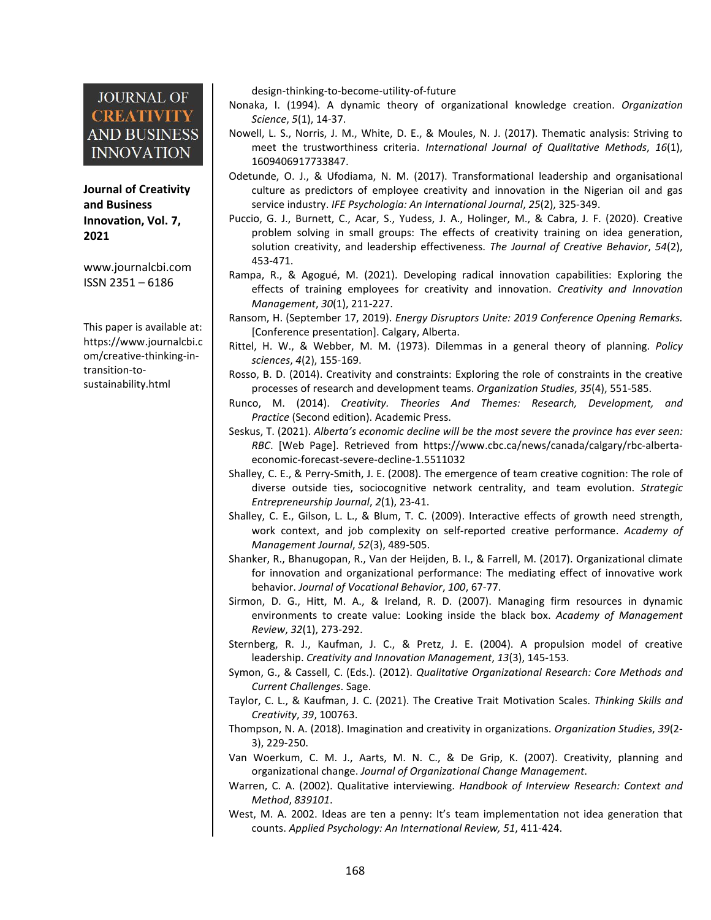design-thinking-to-become-utility-of-future

Nonaka, I. (1994). A dynamic theory of organizational knowledge creation. *Organization Science*, *5*(1), 14-37.

Nowell, L. S., Norris, J. M., White, D. E., & Moules, N. J. (2017). Thematic analysis: Striving to meet the trustworthiness criteria. *International Journal of Qualitative Methods*, *16*(1), 1609406917733847.

Odetunde, O. J., & Ufodiama, N. M. (2017). Transformational leadership and organisational culture as predictors of employee creativity and innovation in the Nigerian oil and gas service industry. *IFE Psychologia: An International Journal*, *25*(2), 325-349.

Puccio, G. J., Burnett, C., Acar, S., Yudess, J. A., Holinger, M., & Cabra, J. F. (2020). Creative problem solving in small groups: The effects of creativity training on idea generation, solution creativity, and leadership effectiveness. *The Journal of Creative Behavior*, *54*(2), 453-471.

Rampa, R., & Agogué, M. (2021). Developing radical innovation capabilities: Exploring the effects of training employees for creativity and innovation. *Creativity and Innovation Management*, *30*(1), 211-227.

Ransom, H. (September 17, 2019). *Energy Disruptors Unite: 2019 Conference Opening Remarks.* [Conference presentation]. Calgary, Alberta.

Rittel, H. W., & Webber, M. M. (1973). Dilemmas in a general theory of planning. *Policy sciences*, *4*(2), 155-169.

Rosso, B. D. (2014). Creativity and constraints: Exploring the role of constraints in the creative processes of research and development teams. *Organization Studies*, *35*(4), 551-585.

Runco, M. (2014). *Creativity. Theories And Themes: Research, Development, and Practice* (Second edition). Academic Press.

Seskus, T. (2021). *Alberta's economic decline will be the most severe the province has ever seen: RBC*. [Web Page]. Retrieved from https://www.cbc.ca/news/canada/calgary/rbc-alberta-economic-forecast-severe-decline-1.5511032

Shalley, C. E., & Perry-Smith, J. E. (2008). The emergence of team creative cognition: The role of diverse outside ties, sociocognitive network centrality, and team evolution. *Strategic Entrepreneurship Journal*, *2*(1), 23-41.

Shalley, C. E., Gilson, L. L., & Blum, T. C. (2009). Interactive effects of growth need strength, work context, and job complexity on self-reported creative performance. *Academy of Management Journal*, *52*(3), 489-505.

Shanker, R., Bhanugopan, R., Van der Heijden, B. I., & Farrell, M. (2017). Organizational climate for innovation and organizational performance: The mediating effect of innovative work behavior. *Journal of Vocational Behavior*, *100*, 67-77.

Sirmon, D. G., Hitt, M. A., & Ireland, R. D. (2007). Managing firm resources in dynamic environments to create value: Looking inside the black box. *Academy of Management Review*, *32*(1), 273-292.

Sternberg, R. J., Kaufman, J. C., & Pretz, J. E. (2004). A propulsion model of creative leadership. *Creativity and Innovation Management*, *13*(3), 145-153.

Symon, G., & Cassell, C. (Eds.). (2012). *Qualitative Organizational Research: Core Methods and Current Challenges*. Sage.

Taylor, C. L., & Kaufman, J. C. (2021). The Creative Trait Motivation Scales. *Thinking Skills and Creativity*, *39*, 100763.

Thompson, N. A. (2018). Imagination and creativity in organizations. *Organization Studies*, *39*(2-3), 229-250.

Van Woerkum, C. M. J., Aarts, M. N. C., & De Grip, K. (2007). Creativity, planning and organizational change. *Journal of Organizational Change Management*.

Warren, C. A. (2002). Qualitative interviewing. *Handbook of Interview Research: Context and Method*, *839101*.

West, M. A. 2002. Ideas are ten a penny: It's team implementation not idea generation that counts. *Applied Psychology: An International Review, 51*, 411-424.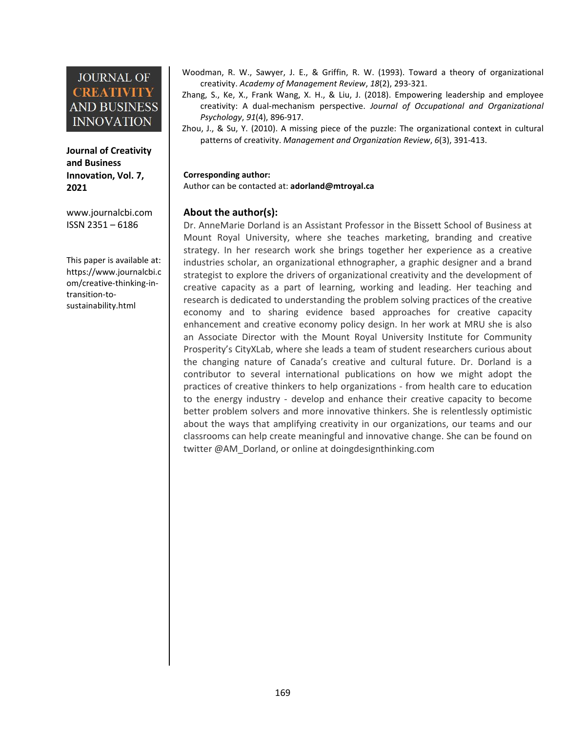Woodman, R. W., Sawyer, J. E., & Griffin, R. W. (1993). Toward a theory of organizational creativity. *Academy of Management Review*, *18*(2), 293-321.

Zhang, S., Ke, X., Frank Wang, X. H., & Liu, J. (2018). Empowering leadership and employee creativity: A dual-mechanism perspective. *Journal of Occupational and Organizational Psychology*, *91*(4), 896-917.

Zhou, J., & Su, Y. (2010). A missing piece of the puzzle: The organizational context in cultural patterns of creativity. *Management and Organization Review*, *6*(3), 391-413.

**Corresponding author:**
Author can be contacted at: **adorland@mtroyal.ca**

## About the author(s):

Dr. AnneMarie Dorland is an Assistant Professor in the Bissett School of Business at Mount Royal University, where she teaches marketing, branding and creative strategy. In her research work she brings together her experience as a creative industries scholar, an organizational ethnographer, a graphic designer and a brand strategist to explore the drivers of organizational creativity and the development of creative capacity as a part of learning, working and leading. Her teaching and research is dedicated to understanding the problem solving practices of the creative economy and to sharing evidence based approaches for creative capacity enhancement and creative economy policy design. In her work at MRU she is also an Associate Director with the Mount Royal University Institute for Community Prosperity's CityXLab, where she leads a team of student researchers curious about the changing nature of Canada's creative and cultural future. Dr. Dorland is a contributor to several international publications on how we might adopt the practices of creative thinkers to help organizations - from health care to education to the energy industry - develop and enhance their creative capacity to become better problem solvers and more innovative thinkers. She is relentlessly optimistic about the ways that amplifying creativity in our organizations, our teams and our classrooms can help create meaningful and innovative change. She can be found on twitter @AM_Dorland, or online at doingdesignthinking.com